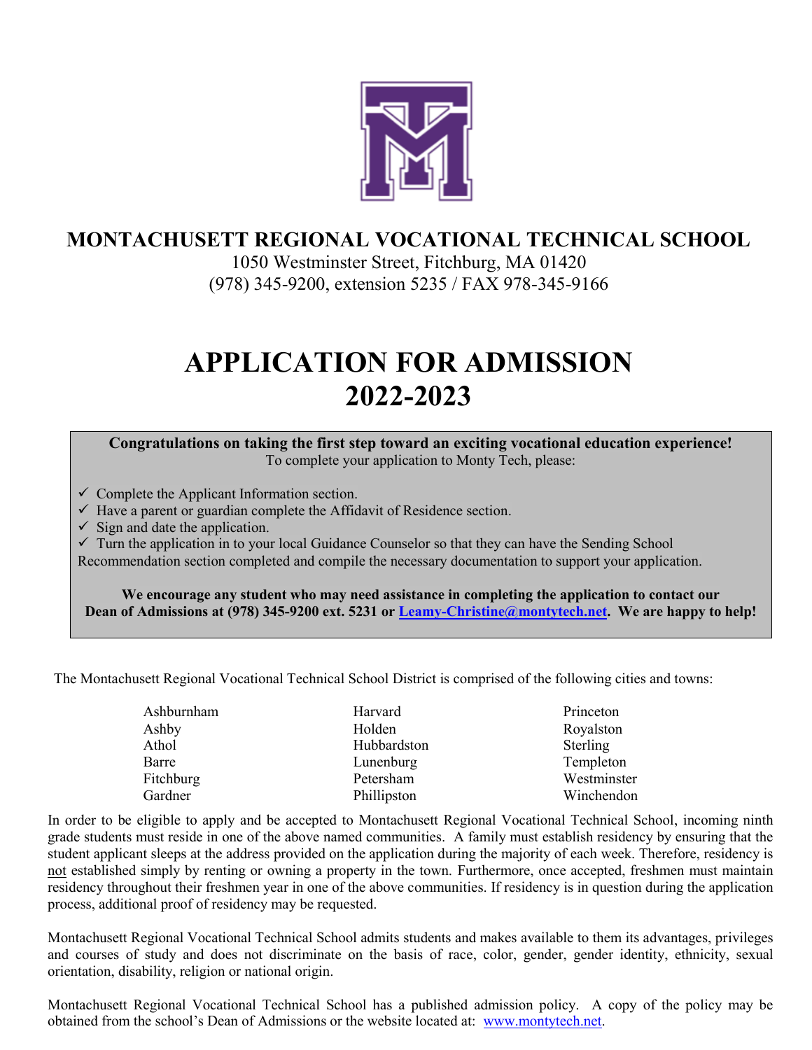# MONTACHUSETT REGIONAL VOCATIONAL TECHNICAL SCHOOL

1050 Westminster Street, Fitchburg, MA 01420
(978) 345-9200, extension 5235 / FAX 978-345-9166

# APPLICATION FOR ADMISSION 2022-2023

**Congratulations on taking the first step toward an exciting vocational education experience!**
To complete your application to Monty Tech, please:

- ✓ Complete the Applicant Information section.
- ✓ Have a parent or guardian complete the Affidavit of Residence section.
- ✓ Sign and date the application.
- ✓ Turn the application in to your local Guidance Counselor so that they can have the Sending School Recommendation section completed and compile the necessary documentation to support your application.

**We encourage any student who may need assistance in completing the application to contact our Dean of Admissions at (978) 345-9200 ext. 5231 or Leamy-Christine@montytech.net. We are happy to help!**

The Montachusett Regional Vocational Technical School District is comprised of the following cities and towns:

| | | |
|---|---|---|
| Ashburnham | Harvard | Princeton |
| Ashby | Holden | Royalston |
| Athol | Hubbardston | Sterling |
| Barre | Lunenburg | Templeton |
| Fitchburg | Petersham | Westminster |
| Gardner | Phillipston | Winchendon |

In order to be eligible to apply and be accepted to Montachusett Regional Vocational Technical School, incoming ninth grade students must reside in one of the above named communities. A family must establish residency by ensuring that the student applicant sleeps at the address provided on the application during the majority of each week. Therefore, residency is not established simply by renting or owning a property in the town. Furthermore, once accepted, freshmen must maintain residency throughout their freshmen year in one of the above communities. If residency is in question during the application process, additional proof of residency may be requested.

Montachusett Regional Vocational Technical School admits students and makes available to them its advantages, privileges and courses of study and does not discriminate on the basis of race, color, gender, gender identity, ethnicity, sexual orientation, disability, religion or national origin.

Montachusett Regional Vocational Technical School has a published admission policy. A copy of the policy may be obtained from the school's Dean of Admissions or the website located at: www.montytech.net.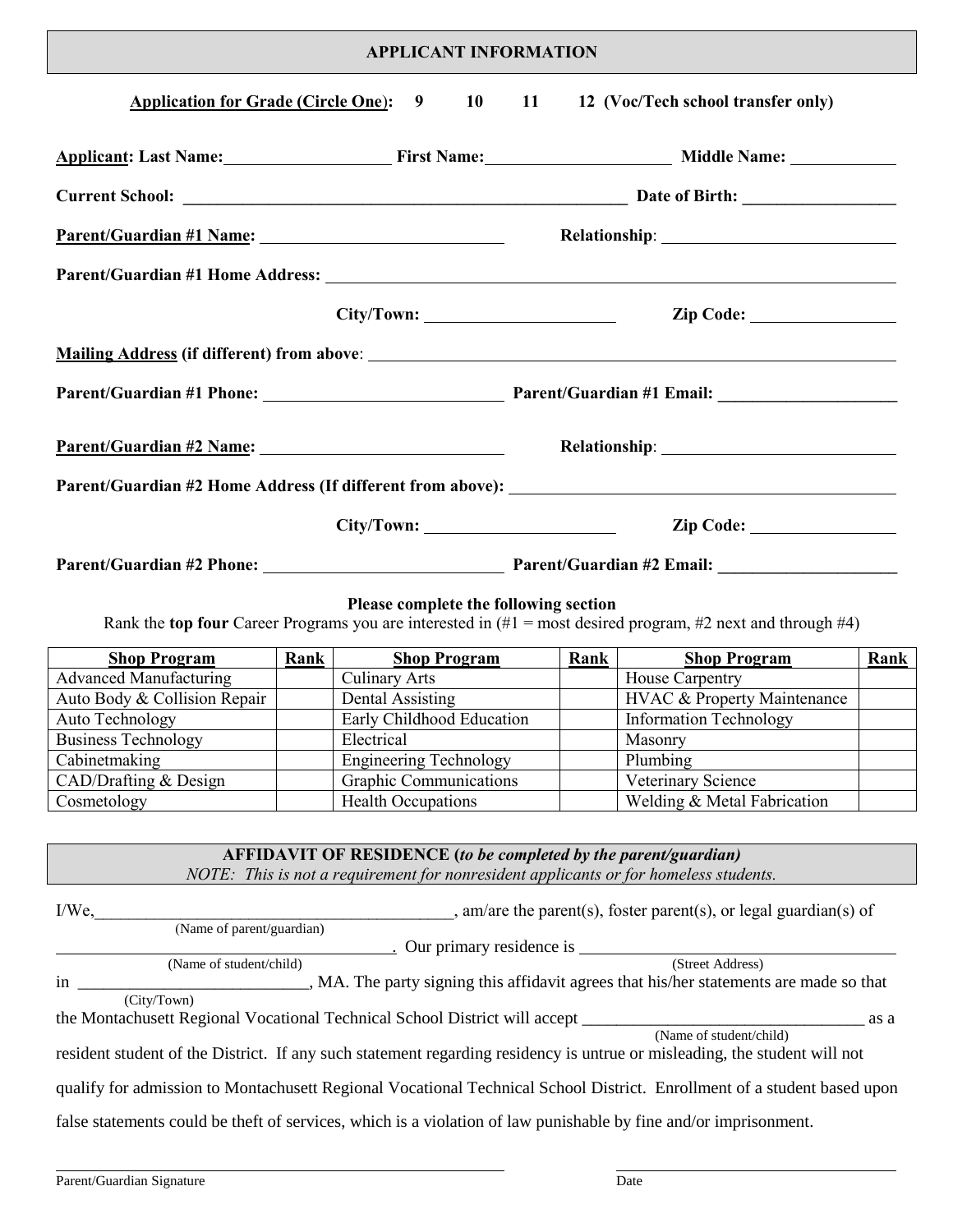## APPLICANT INFORMATION

**Application for Grade (Circle One): 9 10 11 12 (Voc/Tech school transfer only)**

**Applicant: Last Name:** ____________________ **First Name:** ____________________ **Middle Name:** ____________

**Current School:** ____________________________________________________ **Date of Birth:** __________________

**Parent/Guardian #1 Name:** ____________________________ **Relationship:** ____________________________

**Parent/Guardian #1 Home Address:** ________________________________________________________________

**City/Town:** ______________________ **Zip Code:** _________________

**Mailing Address (if different) from above:** ________________________________________________________

**Parent/Guardian #1 Phone:** ____________________________ **Parent/Guardian #1 Email:** _____________________

**Parent/Guardian #2 Name:** ____________________________ **Relationship:** ____________________________

**Parent/Guardian #2 Home Address (If different from above):** ______________________________________________

**City/Town:** ______________________ **Zip Code:** _________________

**Parent/Guardian #2 Phone:** ____________________________ **Parent/Guardian #2 Email:** _____________________

**Please complete the following section**

Rank the **top four** Career Programs you are interested in (#1 = most desired program, #2 next and through #4)

| Shop Program | Rank | Shop Program | Rank | Shop Program | Rank |
|---|---|---|---|---|---|
| Advanced Manufacturing | | Culinary Arts | | House Carpentry | |
| Auto Body & Collision Repair | | Dental Assisting | | HVAC & Property Maintenance | |
| Auto Technology | | Early Childhood Education | | Information Technology | |
| Business Technology | | Electrical | | Masonry | |
| Cabinetmaking | | Engineering Technology | | Plumbing | |
| CAD/Drafting & Design | | Graphic Communications | | Veterinary Science | |
| Cosmetology | | Health Occupations | | Welding & Metal Fabrication | |

## AFFIDAVIT OF RESIDENCE (*to be completed by the parent/guardian*)

*NOTE: This is not a requirement for nonresident applicants or for homeless students.*

I/We,____________________________________________, am/are the parent(s), foster parent(s), or legal guardian(s) of
(Name of parent/guardian)

________________________________________. Our primary residence is ________________________________________
(Name of student/child) (Street Address)

in ___________________________, MA. The party signing this affidavit agrees that his/her statements are made so that
(City/Town)

the Montachusett Regional Vocational Technical School District will accept __________________________________ as a
(Name of student/child)

resident student of the District. If any such statement regarding residency is untrue or misleading, the student will not qualify for admission to Montachusett Regional Vocational Technical School District. Enrollment of a student based upon false statements could be theft of services, which is a violation of law punishable by fine and/or imprisonment.

________________________________________ ________________________________
Parent/Guardian Signature Date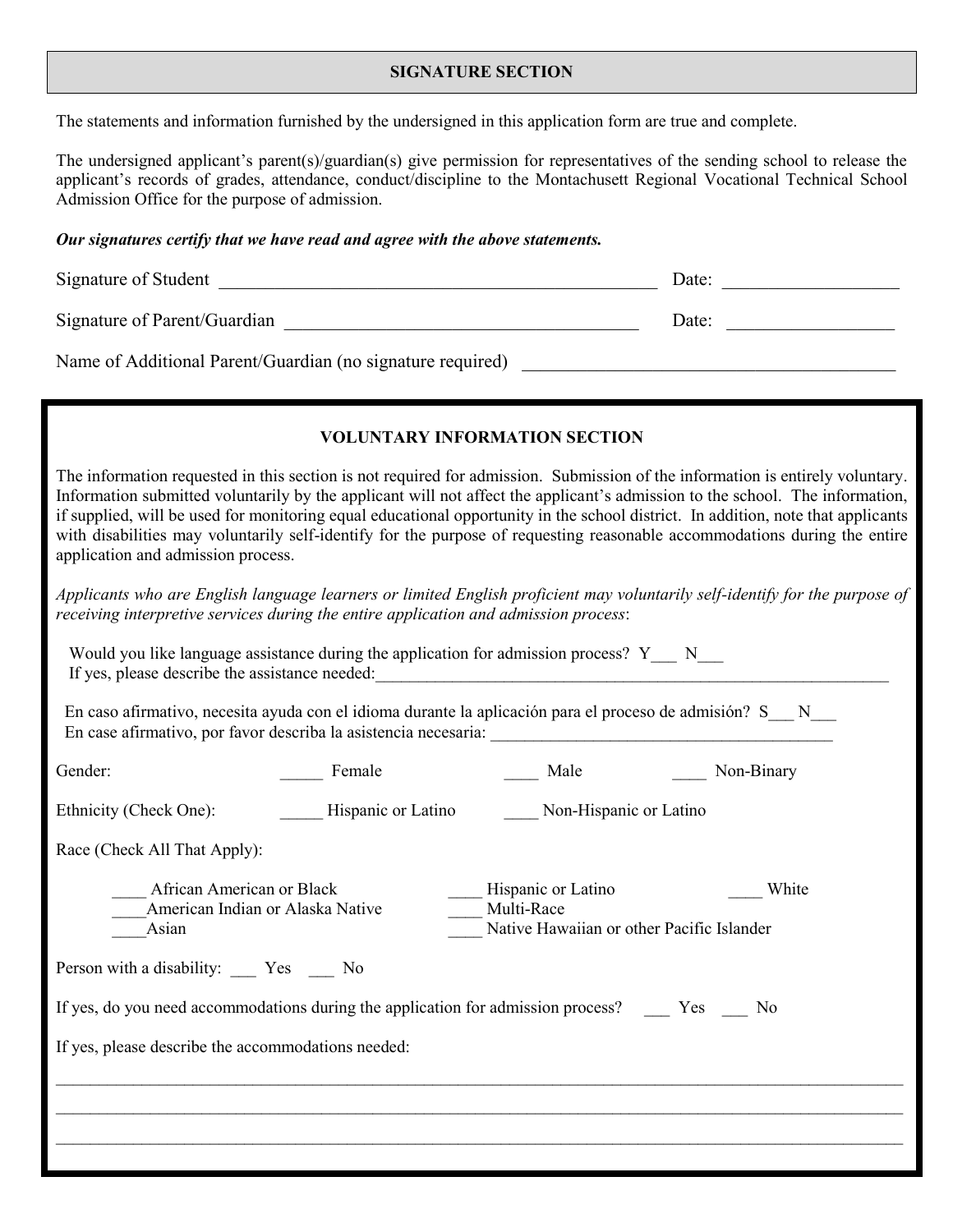## SIGNATURE SECTION

The statements and information furnished by the undersigned in this application form are true and complete.

The undersigned applicant's parent(s)/guardian(s) give permission for representatives of the sending school to release the applicant's records of grades, attendance, conduct/discipline to the Montachusett Regional Vocational Technical School Admission Office for the purpose of admission.

***Our signatures certify that we have read and agree with the above statements.***

Signature of Student ______________________________________________ Date: __________________

Signature of Parent/Guardian _______________________________________ Date: _________________

Name of Additional Parent/Guardian (no signature required) ______________________________________

## VOLUNTARY INFORMATION SECTION

The information requested in this section is not required for admission. Submission of the information is entirely voluntary. Information submitted voluntarily by the applicant will not affect the applicant's admission to the school. The information, if supplied, will be used for monitoring equal educational opportunity in the school district. In addition, note that applicants with disabilities may voluntarily self-identify for the purpose of requesting reasonable accommodations during the entire application and admission process.

*Applicants who are English language learners or limited English proficient may voluntarily self-identify for the purpose of receiving interpretive services during the entire application and admission process*:

Would you like language assistance during the application for admission process? Y___ N___
If yes, please describe the assistance needed:___________________________________________________________

En caso afirmativo, necesita ayuda con el idioma durante la aplicación para el proceso de admisión? S___ N___
En case afirmativo, por favor describa la asistencia necesaria: _______________________________________

Gender: _____ Female ____ Male ____ Non-Binary

Ethnicity (Check One): _____ Hispanic or Latino ____ Non-Hispanic or Latino

Race (Check All That Apply):

____ African American or Black
____ American Indian or Alaska Native
____ Asian
____ Hispanic or Latino
____ Multi-Race
____ Native Hawaiian or other Pacific Islander
____ White

Person with a disability: ___ Yes ___ No

If yes, do you need accommodations during the application for admission process? ___ Yes ___ No

If yes, please describe the accommodations needed:

_____________________________________________________________________________________________

_____________________________________________________________________________________________

_____________________________________________________________________________________________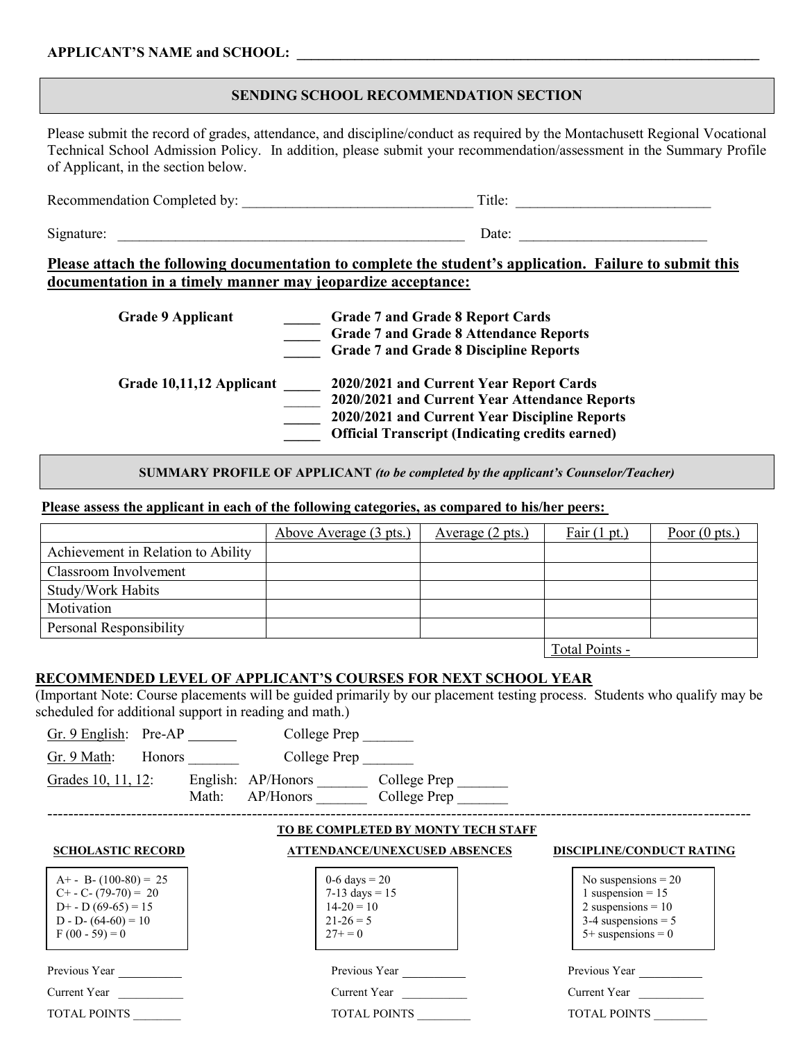**APPLICANT'S NAME and SCHOOL:** ____________________________________________________________

## SENDING SCHOOL RECOMMENDATION SECTION

Please submit the record of grades, attendance, and discipline/conduct as required by the Montachusett Regional Vocational Technical School Admission Policy. In addition, please submit your recommendation/assessment in the Summary Profile of Applicant, in the section below.

Recommendation Completed by: ________________________________ Title: ___________________________

Signature: __________________________________________________ Date: __________________________

**Please attach the following documentation to complete the student's application. Failure to submit this documentation in a timely manner may jeopardize acceptance:**

**Grade 9 Applicant**
- _____ **Grade 7 and Grade 8 Report Cards**
- _____ **Grade 7 and Grade 8 Attendance Reports**
- _____ **Grade 7 and Grade 8 Discipline Reports**

**Grade 10,11,12 Applicant**
- _____ **2020/2021 and Current Year Report Cards**
- _____ **2020/2021 and Current Year Attendance Reports**
- _____ **2020/2021 and Current Year Discipline Reports**
- _____ **Official Transcript (Indicating credits earned)**

## SUMMARY PROFILE OF APPLICANT *(to be completed by the applicant's Counselor/Teacher)*

**Please assess the applicant in each of the following categories, as compared to his/her peers:**

| | Above Average (3 pts.) | Average (2 pts.) | Fair (1 pt.) | Poor (0 pts.) |
|---|---|---|---|---|
| Achievement in Relation to Ability | | | | |
| Classroom Involvement | | | | |
| Study/Work Habits | | | | |
| Motivation | | | | |
| Personal Responsibility | | | | |
| | | | Total Points - | |

### RECOMMENDED LEVEL OF APPLICANT'S COURSES FOR NEXT SCHOOL YEAR

(Important Note: Course placements will be guided primarily by our placement testing process. Students who qualify may be scheduled for additional support in reading and math.)

Gr. 9 English: Pre-AP _______ College Prep _______

Gr. 9 Math: Honors _______ College Prep _______

Grades 10, 11, 12: English: AP/Honors _______ College Prep _______
Math: AP/Honors _______ College Prep _______

---

**TO BE COMPLETED BY MONTY TECH STAFF**

**SCHOLASTIC RECORD**

A+ - B- (100-80) = 25
C+ - C- (79-70) = 20
D+ - D (69-65) = 15
D - D- (64-60) = 10
F (00 - 59) = 0

Previous Year __________

Current Year __________

TOTAL POINTS ________

**ATTENDANCE/UNEXCUSED ABSENCES**

0-6 days = 20
7-13 days = 15
14-20 = 10
21-26 = 5
27+ = 0

Previous Year __________

Current Year __________

TOTAL POINTS ________

**DISCIPLINE/CONDUCT RATING**

No suspensions = 20
1 suspension = 15
2 suspensions = 10
3-4 suspensions = 5
5+ suspensions = 0

Previous Year __________

Current Year __________

TOTAL POINTS ________